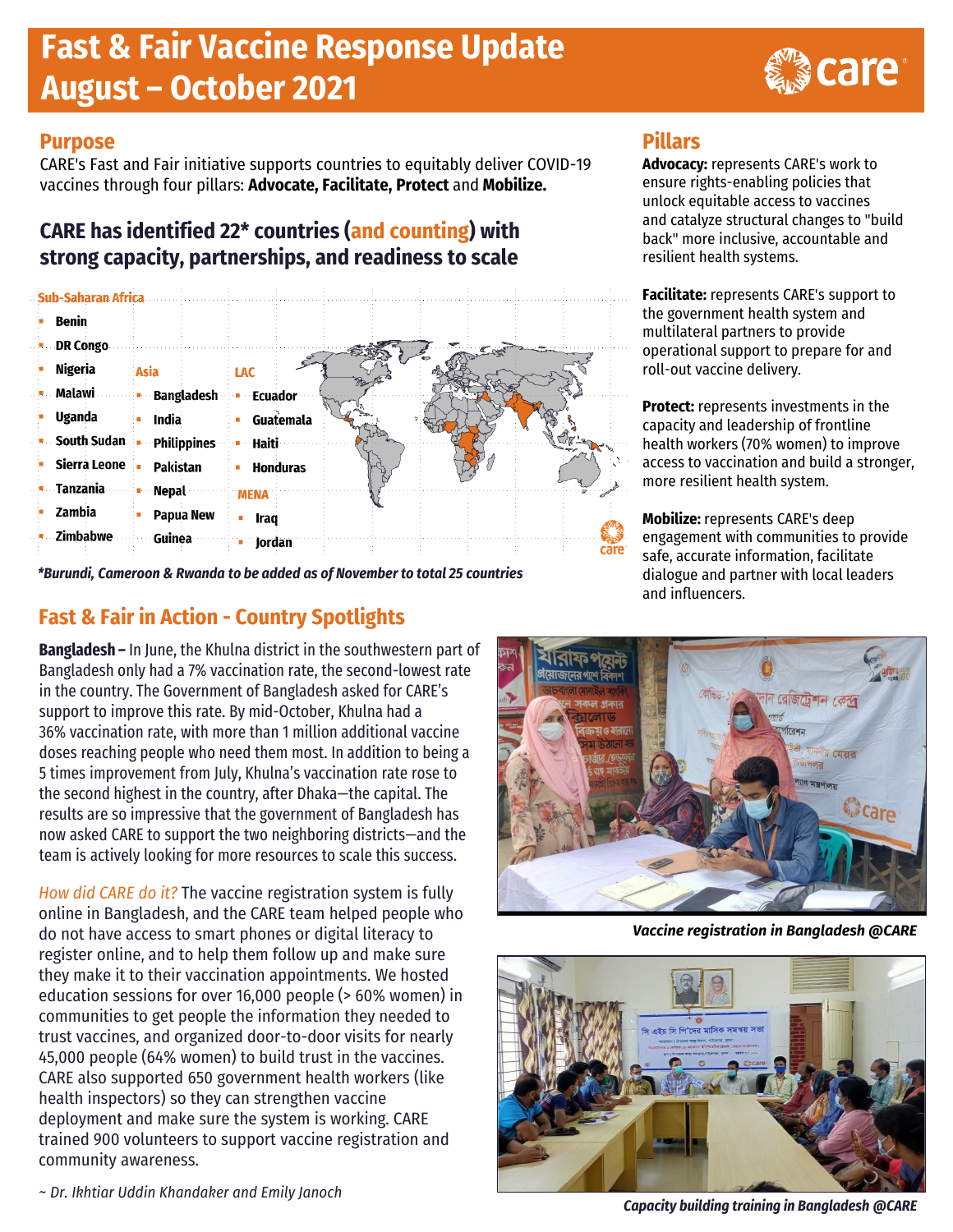# Fast & Fair Vaccine Response Update August – October 2021

## Purpose

CARE's Fast and Fair initiative supports countries to equitably deliver COVID-19 vaccines through four pillars: **Advocate, Facilitate, Protect** and **Mobilize.**

### CARE has identified 22* countries (and counting) with strong capacity, partnerships, and readiness to scale

**Sub-Saharan Africa**
- Benin
- DR Congo
- Nigeria
- Malawi
- Uganda
- South Sudan
- Sierra Leone
- Tanzania
- Zambia
- Zimbabwe

**Asia**
- Bangladesh
- India
- Philippines
- Pakistan
- Nepal
- Papua New Guinea

**LAC**
- Ecuador
- Guatemala
- Haiti
- Honduras

**MENA**
- Iraq
- Jordan

***Burundi, Cameroon & Rwanda to be added as of November to total 25 countries***

## Pillars

**Advocacy:** represents CARE's work to ensure rights-enabling policies that unlock equitable access to vaccines and catalyze structural changes to "build back" more inclusive, accountable and resilient health systems.

**Facilitate:** represents CARE's support to the government health system and multilateral partners to provide operational support to prepare for and roll-out vaccine delivery.

**Protect:** represents investments in the capacity and leadership of frontline health workers (70% women) to improve access to vaccination and build a stronger, more resilient health system.

**Mobilize:** represents CARE's deep engagement with communities to provide safe, accurate information, facilitate dialogue and partner with local leaders and influencers.

## Fast & Fair in Action - Country Spotlights

**Bangladesh –** In June, the Khulna district in the southwestern part of Bangladesh only had a 7% vaccination rate, the second-lowest rate in the country. The Government of Bangladesh asked for CARE's support to improve this rate. By mid-October, Khulna had a 36% vaccination rate, with more than 1 million additional vaccine doses reaching people who need them most. In addition to being a 5 times improvement from July, Khulna's vaccination rate rose to the second highest in the country, after Dhaka—the capital. The results are so impressive that the government of Bangladesh has now asked CARE to support the two neighboring districts—and the team is actively looking for more resources to scale this success.

*How did CARE do it?* The vaccine registration system is fully online in Bangladesh, and the CARE team helped people who do not have access to smart phones or digital literacy to register online, and to help them follow up and make sure they make it to their vaccination appointments. We hosted education sessions for over 16,000 people (> 60% women) in communities to get people the information they needed to trust vaccines, and organized door-to-door visits for nearly 45,000 people (64% women) to build trust in the vaccines. CARE also supported 650 government health workers (like health inspectors) so they can strengthen vaccine deployment and make sure the system is working. CARE trained 900 volunteers to support vaccine registration and community awareness.

*~ Dr. Ikhtiar Uddin Khandaker and Emily Janoch*

***Vaccine registration in Bangladesh @CARE***

***Capacity building training in Bangladesh @CARE***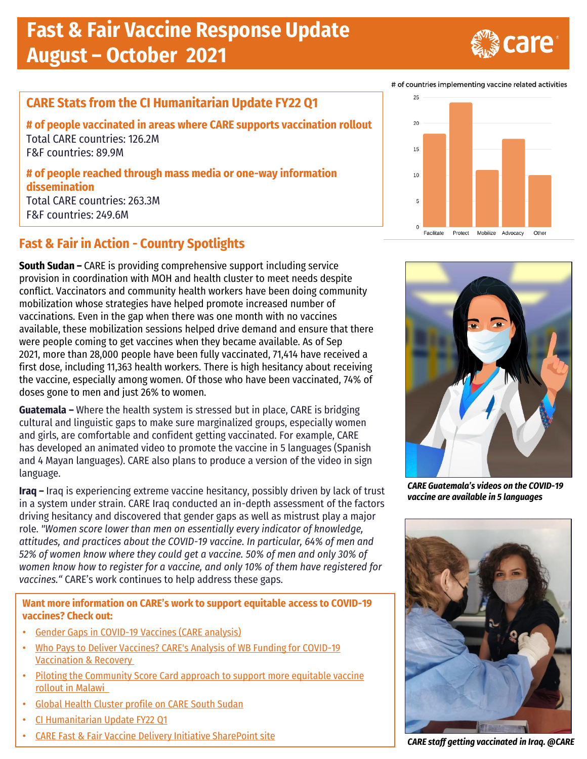# Fast & Fair Vaccine Response Update August – October 2021

## CARE Stats from the CI Humanitarian Update FY22 Q1

**# of people vaccinated in areas where CARE supports vaccination rollout**
Total CARE countries: 126.2M
F&F countries: 89.9M

**# of people reached through mass media or one-way information dissemination**
Total CARE countries: 263.3M
F&F countries: 249.6M

\# of countries implementing vaccine related activities

25
20
15
10
5
0

Facilitate
Protect
Mobilize
Advocacy
Other

## Fast & Fair in Action - Country Spotlights

**South Sudan –** CARE is providing comprehensive support including service provision in coordination with MOH and health cluster to meet needs despite conflict. Vaccinators and community health workers have been doing community mobilization whose strategies have helped promote increased number of vaccinations. Even in the gap when there was one month with no vaccines available, these mobilization sessions helped drive demand and ensure that there were people coming to get vaccines when they became available. As of Sep 2021, more than 28,000 people have been fully vaccinated, 71,414 have received a first dose, including 11,363 health workers. There is high hesitancy about receiving the vaccine, especially among women. Of those who have been vaccinated, 74% of doses gone to men and just 26% to women.

**Guatemala –** Where the health system is stressed but in place, CARE is bridging cultural and linguistic gaps to make sure marginalized groups, especially women and girls, are comfortable and confident getting vaccinated. For example, CARE has developed an animated video to promote the vaccine in 5 languages (Spanish and 4 Mayan languages). CARE also plans to produce a version of the video in sign language.

*CARE Guatemala's videos on the COVID-19 vaccine are available in 5 languages*

**Iraq –** Iraq is experiencing extreme vaccine hesitancy, possibly driven by lack of trust in a system under strain. CARE Iraq conducted an in-depth assessment of the factors driving hesitancy and discovered that gender gaps as well as mistrust play a major role. *"Women score lower than men on essentially every indicator of knowledge, attitudes, and practices about the COVID-19 vaccine. In particular, 64% of men and 52% of women know where they could get a vaccine. 50% of men and only 30% of women know how to register for a vaccine, and only 10% of them have registered for vaccines."* CARE's work continues to help address these gaps.

*CARE staff getting vaccinated in Iraq. @CARE*

**Want more information on CARE's work to support equitable access to COVID-19 vaccines? Check out:**

- Gender Gaps in COVID-19 Vaccines (CARE analysis)
- Who Pays to Deliver Vaccines? CARE's Analysis of WB Funding for COVID-19 Vaccination & Recovery
- Piloting the Community Score Card approach to support more equitable vaccine rollout in Malawi
- Global Health Cluster profile on CARE South Sudan
- CI Humanitarian Update FY22 Q1
- CARE Fast & Fair Vaccine Delivery Initiative SharePoint site